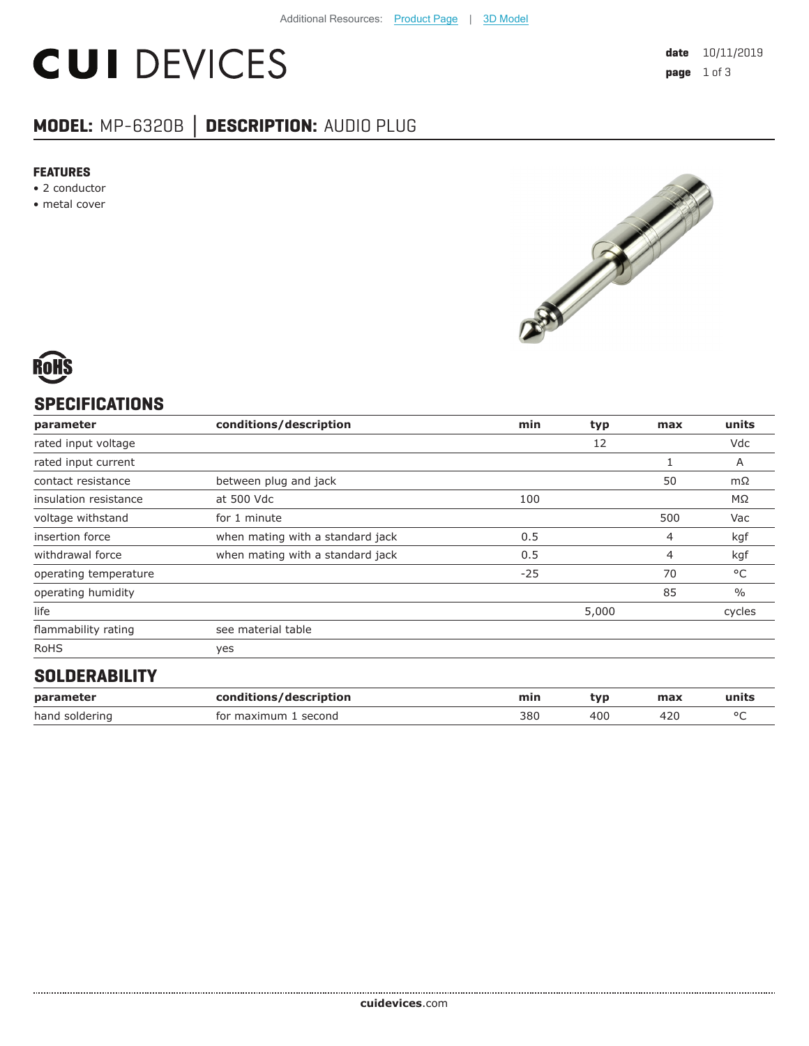Additional Resources: Product Page | 3D Model

# CUI DEVICES

**date** 10/11/2019

## MODEL: MP-6320B | DESCRIPTION: AUDIO PLUG

### FEATURES
- 2 conductor
- metal cover

RoHS

## SPECIFICATIONS

| parameter | conditions/description | min | typ | max | units |
|---|---|---|---|---|---|
| rated input voltage | | | 12 | | Vdc |
| rated input current | | | | 1 | A |
| contact resistance | between plug and jack | | | 50 | mΩ |
| insulation resistance | at 500 Vdc | 100 | | | MΩ |
| voltage withstand | for 1 minute | | | 500 | Vac |
| insertion force | when mating with a standard jack | 0.5 | | 4 | kgf |
| withdrawal force | when mating with a standard jack | 0.5 | | 4 | kgf |
| operating temperature | | -25 | | 70 | °C |
| operating humidity | | | | 85 | % |
| life | | | 5,000 | | cycles |
| flammability rating | see material table | | | | |
| RoHS | yes | | | | |

## SOLDERABILITY

| parameter | conditions/description | min | typ | max | units |
|---|---|---|---|---|---|
| hand soldering | for maximum 1 second | 380 | 400 | 420 | °C |

**cuidevices**.com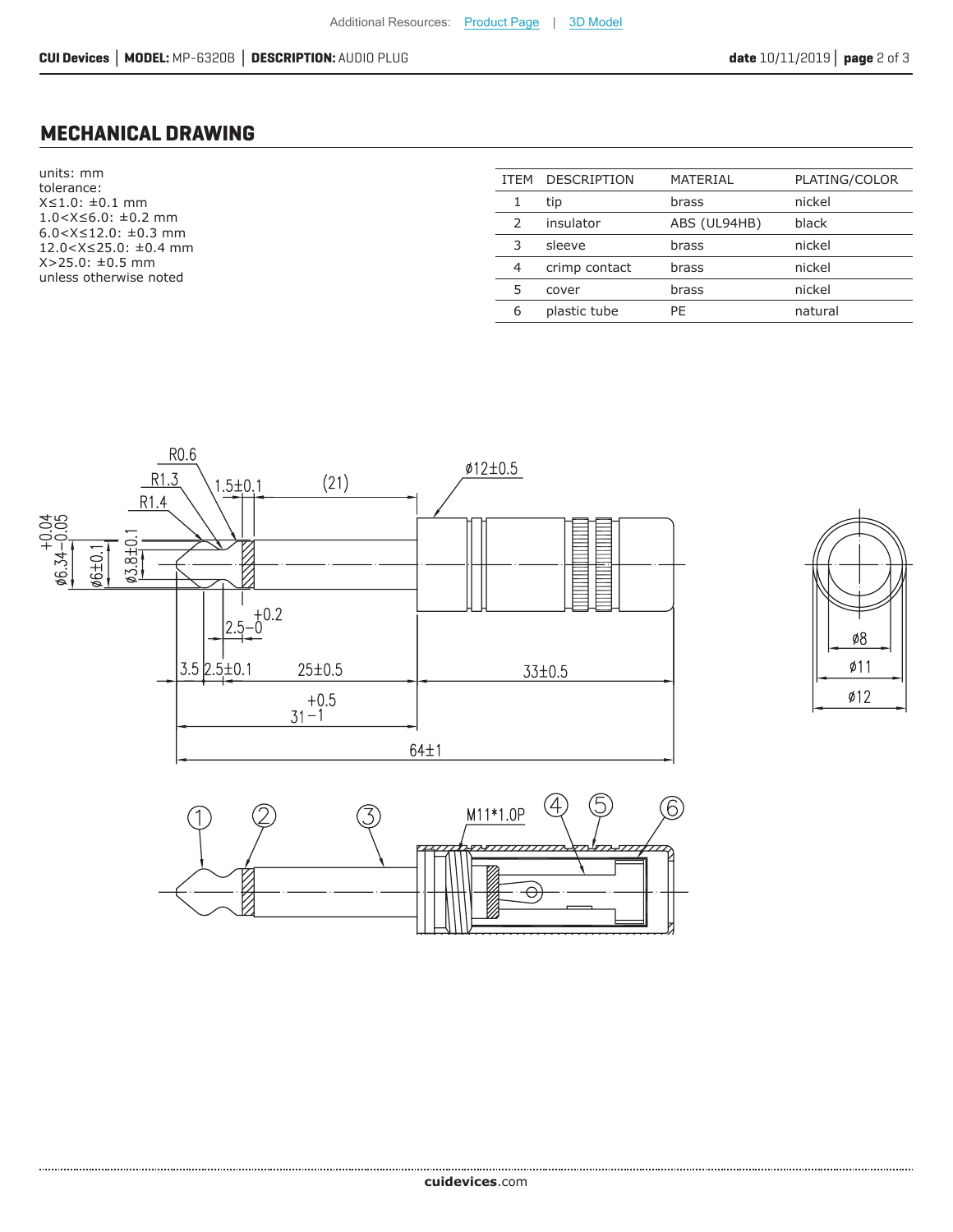## MECHANICAL DRAWING

units: mm
tolerance:
X≤1.0: ±0.1 mm
1.0<X≤6.0: ±0.2 mm
6.0<X≤12.0: ±0.3 mm
12.0<X≤25.0: ±0.4 mm
X>25.0: ±0.5 mm
unless otherwise noted

| ITEM | DESCRIPTION | MATERIAL | PLATING/COLOR |
|---|---|---|---|
| 1 | tip | brass | nickel |
| 2 | insulator | ABS (UL94HB) | black |
| 3 | sleeve | brass | nickel |
| 4 | crimp contact | brass | nickel |
| 5 | cover | brass | nickel |
| 6 | plastic tube | PE | natural |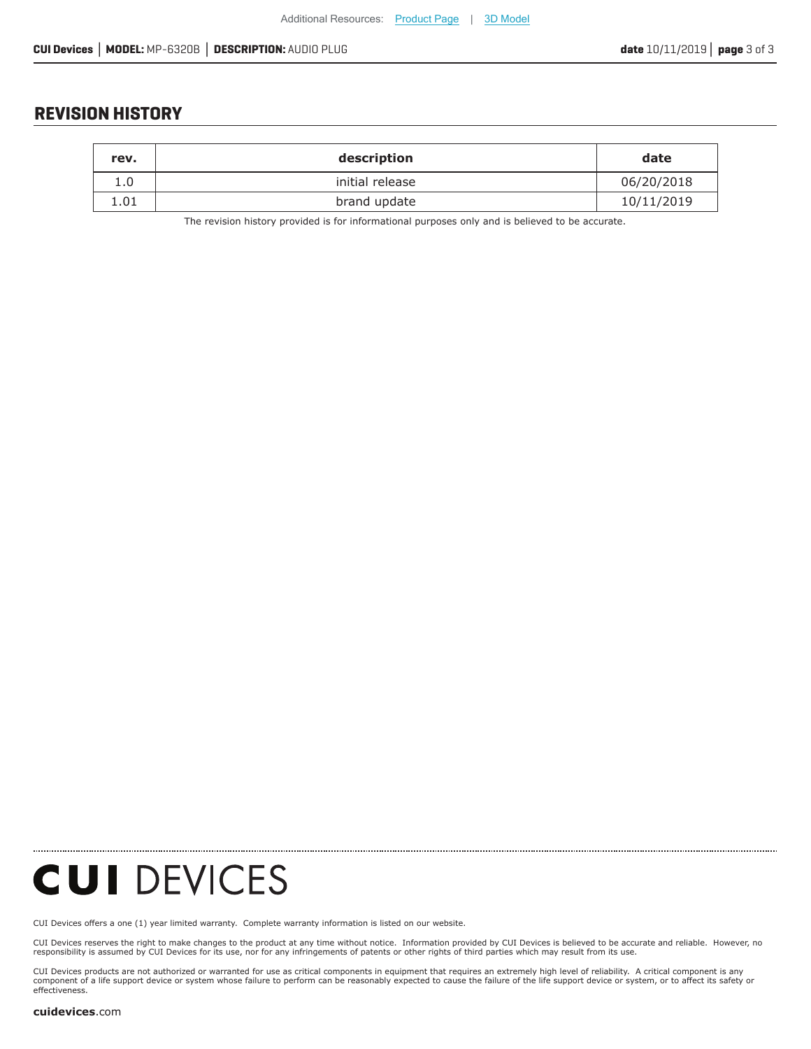## REVISION HISTORY

| rev. | description | date |
| --- | --- | --- |
| 1.0 | initial release | 06/20/2018 |
| 1.01 | brand update | 10/11/2019 |

The revision history provided is for informational purposes only and is believed to be accurate.

**CUI** DEVICES

CUI Devices offers a one (1) year limited warranty. Complete warranty information is listed on our website.

CUI Devices reserves the right to make changes to the product at any time without notice. Information provided by CUI Devices is believed to be accurate and reliable. However, no responsibility is assumed by CUI Devices for its use, nor for any infringements of patents or other rights of third parties which may result from its use.

CUI Devices products are not authorized or warranted for use as critical components in equipment that requires an extremely high level of reliability. A critical component is any component of a life support device or system whose failure to perform can be reasonably expected to cause the failure of the life support device or system, or to affect its safety or effectiveness.

**cuidevices**.com